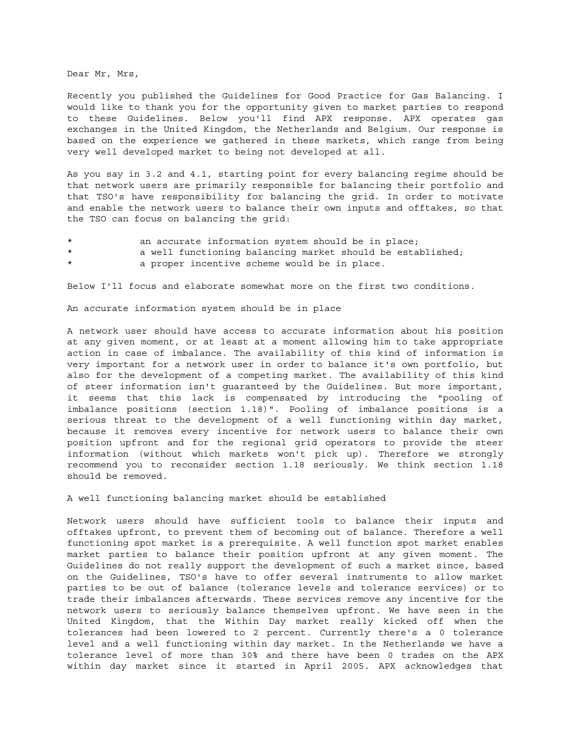Dear Mr, Mrs,

Recently you published the Guidelines for Good Practice for Gas Balancing. I would like to thank you for the opportunity given to market parties to respond to these Guidelines. Below you'll find APX response. APX operates gas exchanges in the United Kingdom, the Netherlands and Belgium. Our response is based on the experience we gathered in these markets, which range from being very well developed market to being not developed at all.

As you say in 3.2 and 4.1, starting point for every balancing regime should be that network users are primarily responsible for balancing their portfolio and that TSO's have responsibility for balancing the grid. In order to motivate and enable the network users to balance their own inputs and offtakes, so that the TSO can focus on balancing the grid:

* an accurate information system should be in place;
* a well functioning balancing market should be established;
* a proper incentive scheme would be in place.

Below I'll focus and elaborate somewhat more on the first two conditions.

An accurate information system should be in place

A network user should have access to accurate information about his position at any given moment, or at least at a moment allowing him to take appropriate action in case of imbalance. The availability of this kind of information is very important for a network user in order to balance it's own portfolio, but also for the development of a competing market. The availability of this kind of steer information isn't guaranteed by the Guidelines. But more important, it seems that this lack is compensated by introducing the "pooling of imbalance positions (section 1.18)". Pooling of imbalance positions is a serious threat to the development of a well functioning within day market, because it removes every incentive for network users to balance their own position upfront and for the regional grid operators to provide the steer information (without which markets won't pick up). Therefore we strongly recommend you to reconsider section 1.18 seriously. We think section 1.18 should be removed.

A well functioning balancing market should be established

Network users should have sufficient tools to balance their inputs and offtakes upfront, to prevent them of becoming out of balance. Therefore a well functioning spot market is a prerequisite. A well function spot market enables market parties to balance their position upfront at any given moment. The Guidelines do not really support the development of such a market since, based on the Guidelines, TSO's have to offer several instruments to allow market parties to be out of balance (tolerance levels and tolerance services) or to trade their imbalances afterwards. These services remove any incentive for the network users to seriously balance themselves upfront. We have seen in the United Kingdom, that the Within Day market really kicked off when the tolerances had been lowered to 2 percent. Currently there's a 0 tolerance level and a well functioning within day market. In the Netherlands we have a tolerance level of more than 30% and there have been 0 trades on the APX within day market since it started in April 2005. APX acknowledges that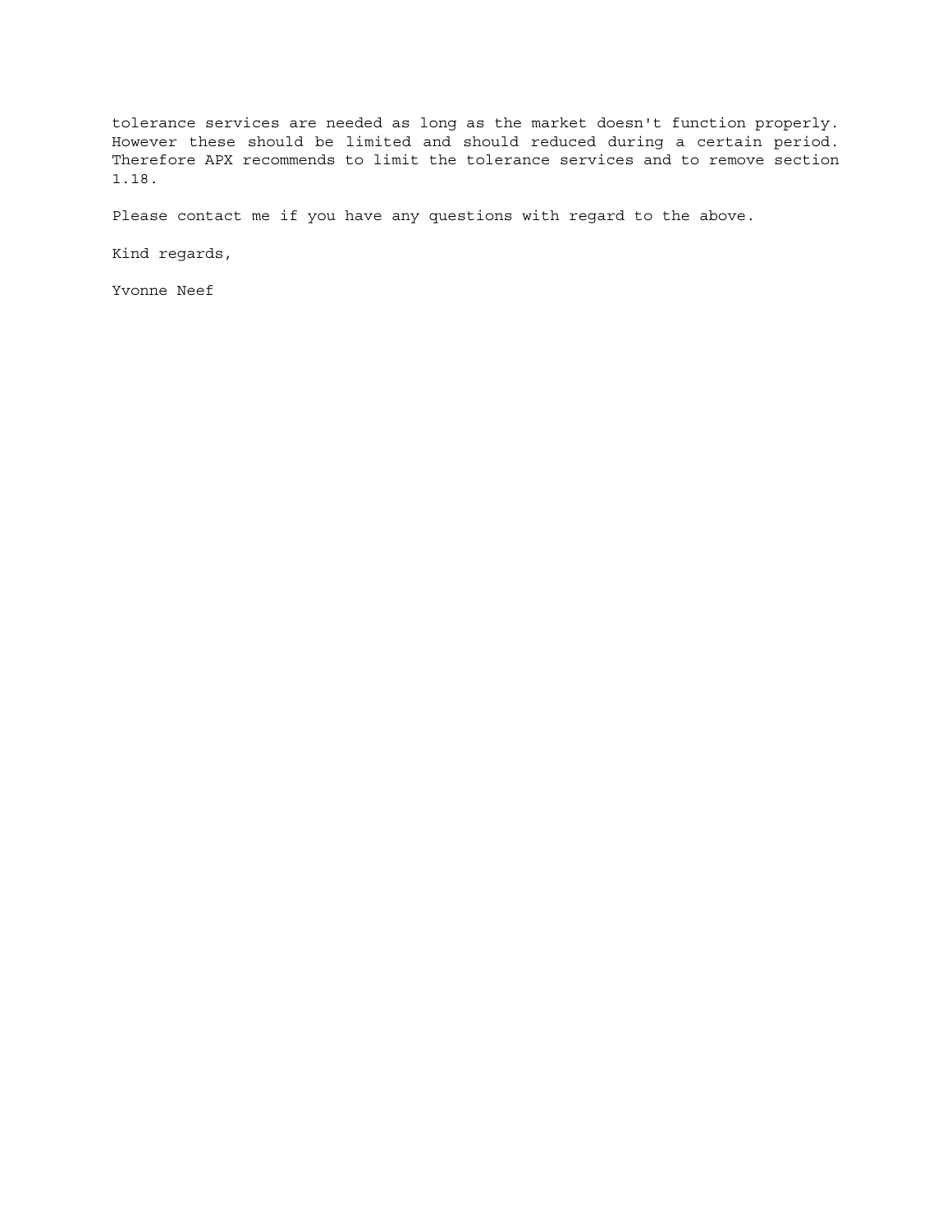tolerance services are needed as long as the market doesn't function properly. However these should be limited and should reduced during a certain period. Therefore APX recommends to limit the tolerance services and to remove section 1.18.

Please contact me if you have any questions with regard to the above.

Kind regards,

Yvonne Neef